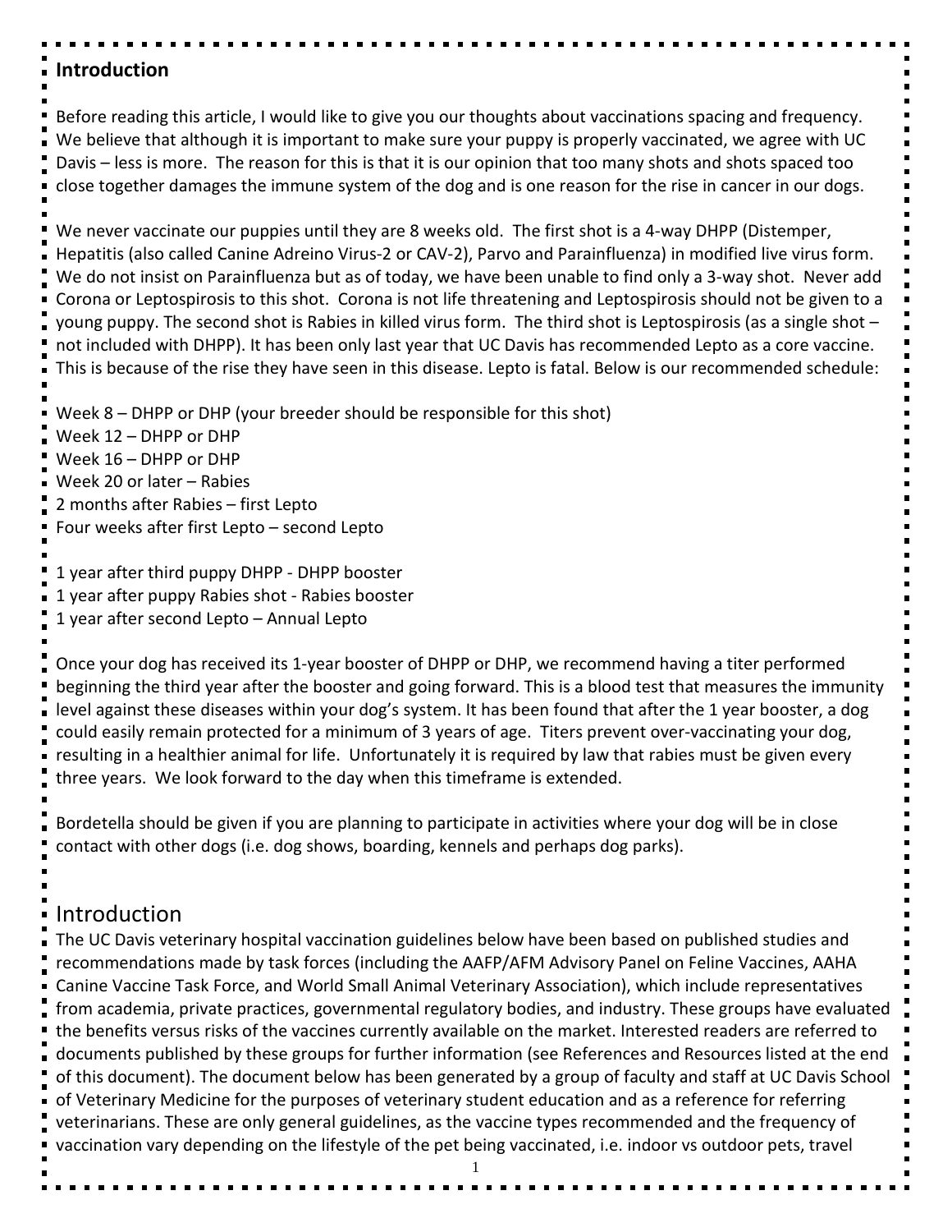## Introduction

Before reading this article, I would like to give you our thoughts about vaccinations spacing and frequency. We believe that although it is important to make sure your puppy is properly vaccinated, we agree with UC Davis – less is more. The reason for this is that it is our opinion that too many shots and shots spaced too close together damages the immune system of the dog and is one reason for the rise in cancer in our dogs.

We never vaccinate our puppies until they are 8 weeks old. The first shot is a 4-way DHPP (Distemper, Hepatitis (also called Canine Adreino Virus-2 or CAV-2), Parvo and Parainfluenza) in modified live virus form. We do not insist on Parainfluenza but as of today, we have been unable to find only a 3-way shot. Never add Corona or Leptospirosis to this shot. Corona is not life threatening and Leptospirosis should not be given to a young puppy. The second shot is Rabies in killed virus form. The third shot is Leptospirosis (as a single shot – not included with DHPP). It has been only last year that UC Davis has recommended Lepto as a core vaccine. This is because of the rise they have seen in this disease. Lepto is fatal. Below is our recommended schedule:

Week 8 – DHPP or DHP (your breeder should be responsible for this shot)
Week 12 – DHPP or DHP
Week 16 – DHPP or DHP
Week 20 or later – Rabies
2 months after Rabies – first Lepto
Four weeks after first Lepto – second Lepto

1 year after third puppy DHPP - DHPP booster
1 year after puppy Rabies shot - Rabies booster
1 year after second Lepto – Annual Lepto

Once your dog has received its 1-year booster of DHPP or DHP, we recommend having a titer performed beginning the third year after the booster and going forward. This is a blood test that measures the immunity level against these diseases within your dog's system. It has been found that after the 1 year booster, a dog could easily remain protected for a minimum of 3 years of age. Titers prevent over-vaccinating your dog, resulting in a healthier animal for life. Unfortunately it is required by law that rabies must be given every three years. We look forward to the day when this timeframe is extended.

Bordetella should be given if you are planning to participate in activities where your dog will be in close contact with other dogs (i.e. dog shows, boarding, kennels and perhaps dog parks).

## Introduction

The UC Davis veterinary hospital vaccination guidelines below have been based on published studies and recommendations made by task forces (including the AAFP/AFM Advisory Panel on Feline Vaccines, AAHA Canine Vaccine Task Force, and World Small Animal Veterinary Association), which include representatives from academia, private practices, governmental regulatory bodies, and industry. These groups have evaluated the benefits versus risks of the vaccines currently available on the market. Interested readers are referred to documents published by these groups for further information (see References and Resources listed at the end of this document). The document below has been generated by a group of faculty and staff at UC Davis School of Veterinary Medicine for the purposes of veterinary student education and as a reference for referring veterinarians. These are only general guidelines, as the vaccine types recommended and the frequency of vaccination vary depending on the lifestyle of the pet being vaccinated, i.e. indoor vs outdoor pets, travel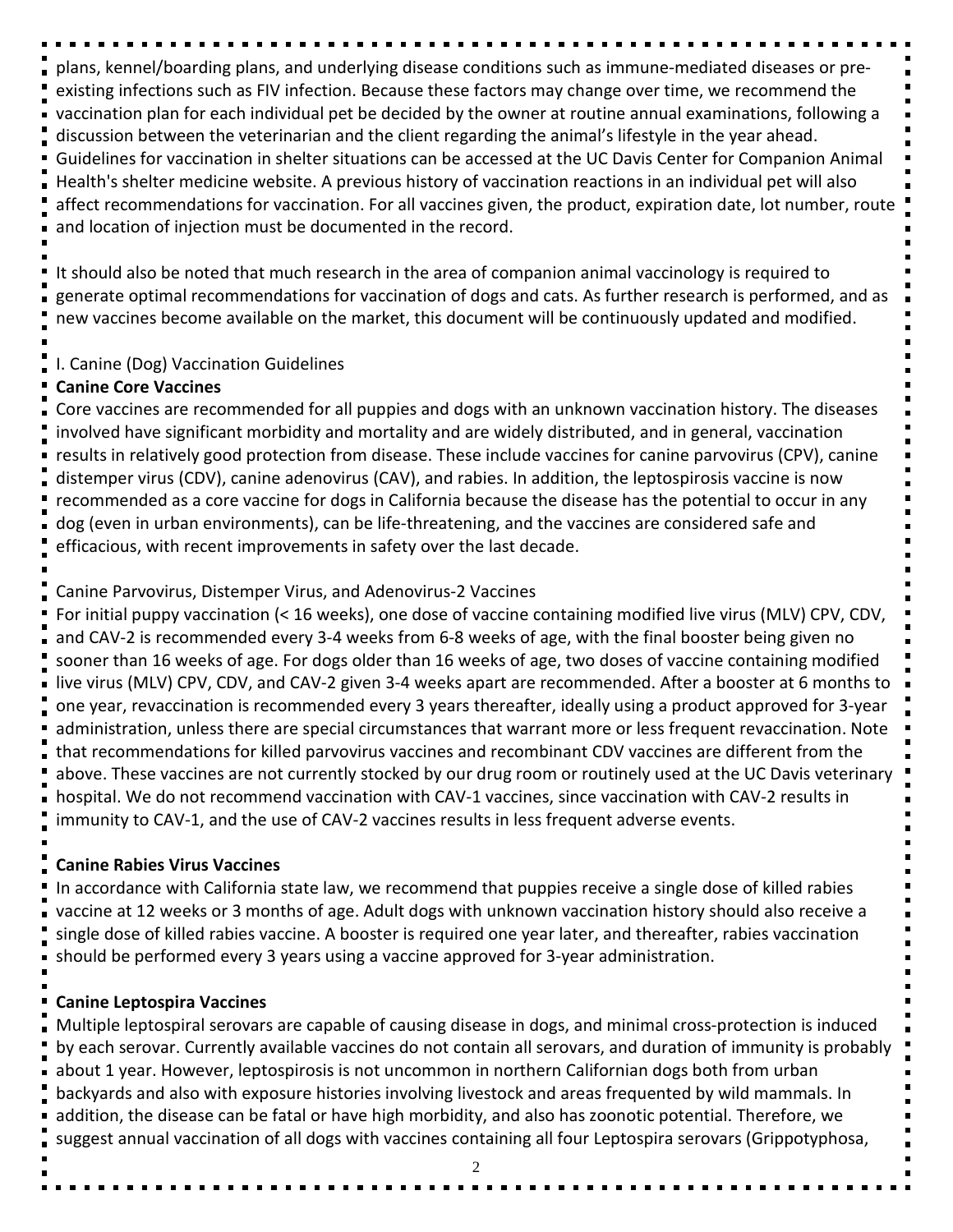plans, kennel/boarding plans, and underlying disease conditions such as immune-mediated diseases or pre-existing infections such as FIV infection. Because these factors may change over time, we recommend the vaccination plan for each individual pet be decided by the owner at routine annual examinations, following a discussion between the veterinarian and the client regarding the animal's lifestyle in the year ahead. Guidelines for vaccination in shelter situations can be accessed at the UC Davis Center for Companion Animal Health's shelter medicine website. A previous history of vaccination reactions in an individual pet will also affect recommendations for vaccination. For all vaccines given, the product, expiration date, lot number, route and location of injection must be documented in the record.

It should also be noted that much research in the area of companion animal vaccinology is required to generate optimal recommendations for vaccination of dogs and cats. As further research is performed, and as new vaccines become available on the market, this document will be continuously updated and modified.

## I. Canine (Dog) Vaccination Guidelines

### Canine Core Vaccines

Core vaccines are recommended for all puppies and dogs with an unknown vaccination history. The diseases involved have significant morbidity and mortality and are widely distributed, and in general, vaccination results in relatively good protection from disease. These include vaccines for canine parvovirus (CPV), canine distemper virus (CDV), canine adenovirus (CAV), and rabies. In addition, the leptospirosis vaccine is now recommended as a core vaccine for dogs in California because the disease has the potential to occur in any dog (even in urban environments), can be life-threatening, and the vaccines are considered safe and efficacious, with recent improvements in safety over the last decade.

#### Canine Parvovirus, Distemper Virus, and Adenovirus-2 Vaccines

For initial puppy vaccination (< 16 weeks), one dose of vaccine containing modified live virus (MLV) CPV, CDV, and CAV-2 is recommended every 3-4 weeks from 6-8 weeks of age, with the final booster being given no sooner than 16 weeks of age. For dogs older than 16 weeks of age, two doses of vaccine containing modified live virus (MLV) CPV, CDV, and CAV-2 given 3-4 weeks apart are recommended. After a booster at 6 months to one year, revaccination is recommended every 3 years thereafter, ideally using a product approved for 3-year administration, unless there are special circumstances that warrant more or less frequent revaccination. Note that recommendations for killed parvovirus vaccines and recombinant CDV vaccines are different from the above. These vaccines are not currently stocked by our drug room or routinely used at the UC Davis veterinary hospital. We do not recommend vaccination with CAV-1 vaccines, since vaccination with CAV-2 results in immunity to CAV-1, and the use of CAV-2 vaccines results in less frequent adverse events.

#### Canine Rabies Virus Vaccines

In accordance with California state law, we recommend that puppies receive a single dose of killed rabies vaccine at 12 weeks or 3 months of age. Adult dogs with unknown vaccination history should also receive a single dose of killed rabies vaccine. A booster is required one year later, and thereafter, rabies vaccination should be performed every 3 years using a vaccine approved for 3-year administration.

#### Canine Leptospira Vaccines

Multiple leptospiral serovars are capable of causing disease in dogs, and minimal cross-protection is induced by each serovar. Currently available vaccines do not contain all serovars, and duration of immunity is probably about 1 year. However, leptospirosis is not uncommon in northern Californian dogs both from urban backyards and also with exposure histories involving livestock and areas frequented by wild mammals. In addition, the disease can be fatal or have high morbidity, and also has zoonotic potential. Therefore, we suggest annual vaccination of all dogs with vaccines containing all four Leptospira serovars (Grippotyphosa,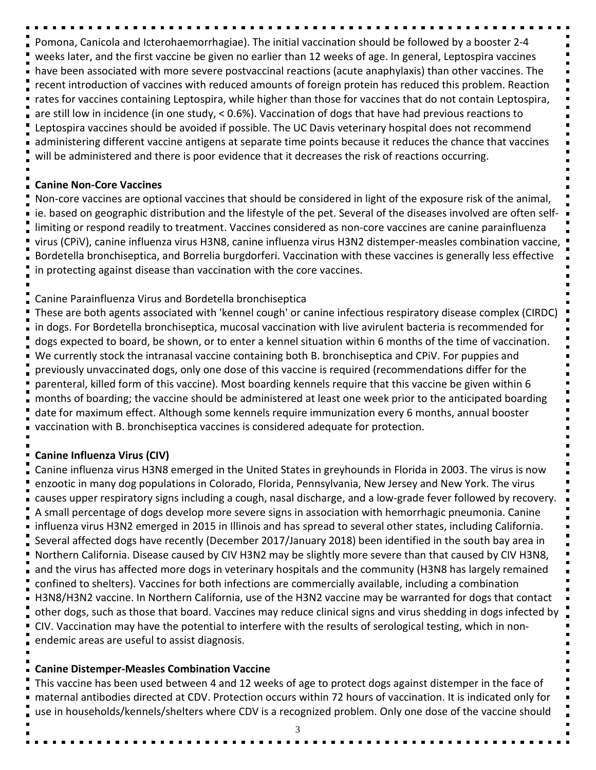Pomona, Canicola and Icterohaemorrhagiae). The initial vaccination should be followed by a booster 2-4 weeks later, and the first vaccine be given no earlier than 12 weeks of age. In general, Leptospira vaccines have been associated with more severe postvaccinal reactions (acute anaphylaxis) than other vaccines. The recent introduction of vaccines with reduced amounts of foreign protein has reduced this problem. Reaction rates for vaccines containing Leptospira, while higher than those for vaccines that do not contain Leptospira, are still low in incidence (in one study, < 0.6%). Vaccination of dogs that have had previous reactions to Leptospira vaccines should be avoided if possible. The UC Davis veterinary hospital does not recommend administering different vaccine antigens at separate time points because it reduces the chance that vaccines will be administered and there is poor evidence that it decreases the risk of reactions occurring.

## Canine Non-Core Vaccines

Non-core vaccines are optional vaccines that should be considered in light of the exposure risk of the animal, ie. based on geographic distribution and the lifestyle of the pet. Several of the diseases involved are often self-limiting or respond readily to treatment. Vaccines considered as non-core vaccines are canine parainfluenza virus (CPiV), canine influenza virus H3N8, canine influenza virus H3N2 distemper-measles combination vaccine, Bordetella bronchiseptica, and Borrelia burgdorferi. Vaccination with these vaccines is generally less effective in protecting against disease than vaccination with the core vaccines.

### Canine Parainfluenza Virus and Bordetella bronchiseptica

These are both agents associated with 'kennel cough' or canine infectious respiratory disease complex (CIRDC) in dogs. For Bordetella bronchiseptica, mucosal vaccination with live avirulent bacteria is recommended for dogs expected to board, be shown, or to enter a kennel situation within 6 months of the time of vaccination. We currently stock the intranasal vaccine containing both B. bronchiseptica and CPiV. For puppies and previously unvaccinated dogs, only one dose of this vaccine is required (recommendations differ for the parenteral, killed form of this vaccine). Most boarding kennels require that this vaccine be given within 6 months of boarding; the vaccine should be administered at least one week prior to the anticipated boarding date for maximum effect. Although some kennels require immunization every 6 months, annual booster vaccination with B. bronchiseptica vaccines is considered adequate for protection.

## Canine Influenza Virus (CIV)

Canine influenza virus H3N8 emerged in the United States in greyhounds in Florida in 2003. The virus is now enzootic in many dog populations in Colorado, Florida, Pennsylvania, New Jersey and New York. The virus causes upper respiratory signs including a cough, nasal discharge, and a low-grade fever followed by recovery. A small percentage of dogs develop more severe signs in association with hemorrhagic pneumonia. Canine influenza virus H3N2 emerged in 2015 in Illinois and has spread to several other states, including California. Several affected dogs have recently (December 2017/January 2018) been identified in the south bay area in Northern California. Disease caused by CIV H3N2 may be slightly more severe than that caused by CIV H3N8, and the virus has affected more dogs in veterinary hospitals and the community (H3N8 has largely remained confined to shelters). Vaccines for both infections are commercially available, including a combination H3N8/H3N2 vaccine. In Northern California, use of the H3N2 vaccine may be warranted for dogs that contact other dogs, such as those that board. Vaccines may reduce clinical signs and virus shedding in dogs infected by CIV. Vaccination may have the potential to interfere with the results of serological testing, which in non-endemic areas are useful to assist diagnosis.

## Canine Distemper-Measles Combination Vaccine

This vaccine has been used between 4 and 12 weeks of age to protect dogs against distemper in the face of maternal antibodies directed at CDV. Protection occurs within 72 hours of vaccination. It is indicated only for use in households/kennels/shelters where CDV is a recognized problem. Only one dose of the vaccine should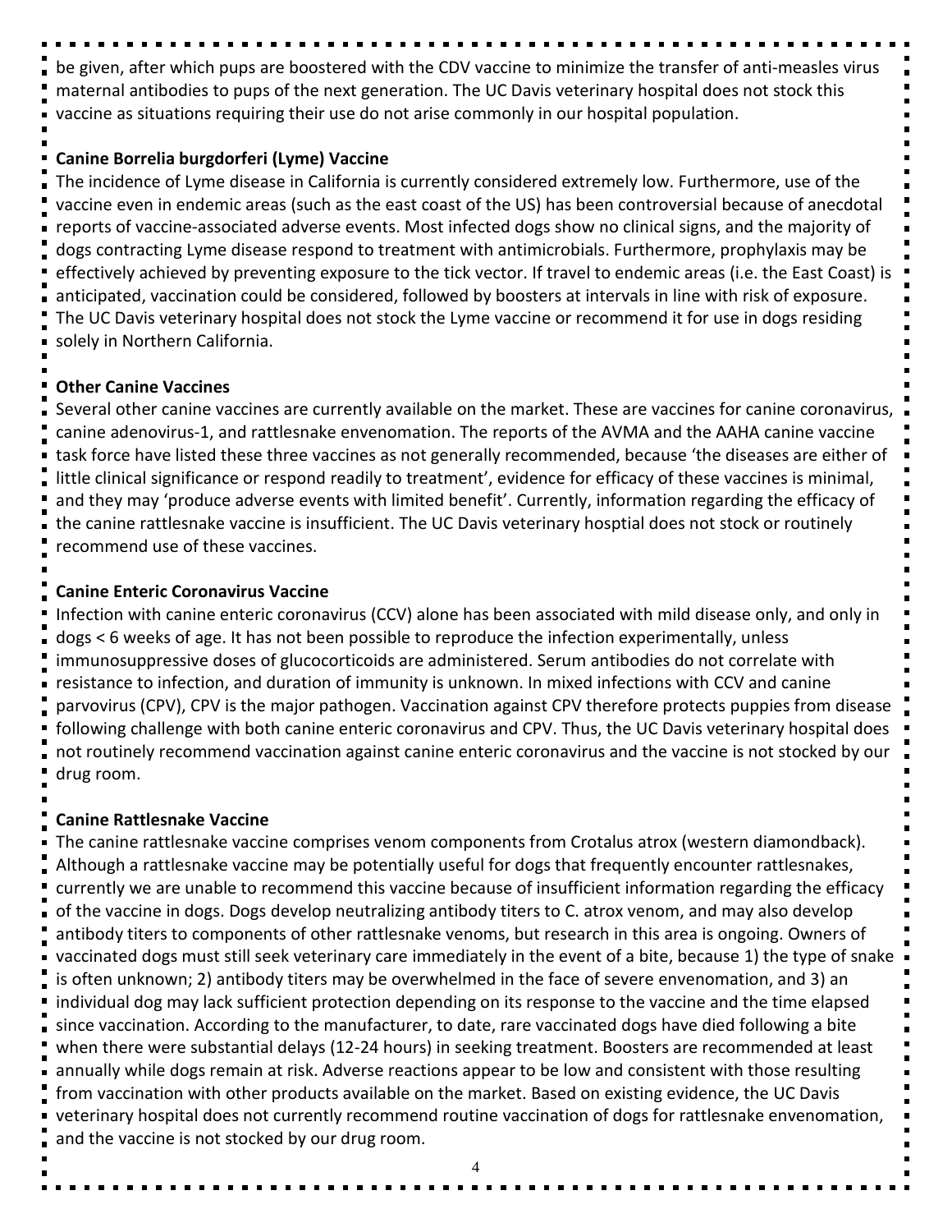be given, after which pups are boostered with the CDV vaccine to minimize the transfer of anti-measles virus maternal antibodies to pups of the next generation. The UC Davis veterinary hospital does not stock this vaccine as situations requiring their use do not arise commonly in our hospital population.

**Canine Borrelia burgdorferi (Lyme) Vaccine**

The incidence of Lyme disease in California is currently considered extremely low. Furthermore, use of the vaccine even in endemic areas (such as the east coast of the US) has been controversial because of anecdotal reports of vaccine-associated adverse events. Most infected dogs show no clinical signs, and the majority of dogs contracting Lyme disease respond to treatment with antimicrobials. Furthermore, prophylaxis may be effectively achieved by preventing exposure to the tick vector. If travel to endemic areas (i.e. the East Coast) is anticipated, vaccination could be considered, followed by boosters at intervals in line with risk of exposure. The UC Davis veterinary hospital does not stock the Lyme vaccine or recommend it for use in dogs residing solely in Northern California.

**Other Canine Vaccines**

Several other canine vaccines are currently available on the market. These are vaccines for canine coronavirus, canine adenovirus-1, and rattlesnake envenomation. The reports of the AVMA and the AAHA canine vaccine task force have listed these three vaccines as not generally recommended, because 'the diseases are either of little clinical significance or respond readily to treatment', evidence for efficacy of these vaccines is minimal, and they may 'produce adverse events with limited benefit'. Currently, information regarding the efficacy of the canine rattlesnake vaccine is insufficient. The UC Davis veterinary hosptial does not stock or routinely recommend use of these vaccines.

**Canine Enteric Coronavirus Vaccine**

Infection with canine enteric coronavirus (CCV) alone has been associated with mild disease only, and only in dogs < 6 weeks of age. It has not been possible to reproduce the infection experimentally, unless immunosuppressive doses of glucocorticoids are administered. Serum antibodies do not correlate with resistance to infection, and duration of immunity is unknown. In mixed infections with CCV and canine parvovirus (CPV), CPV is the major pathogen. Vaccination against CPV therefore protects puppies from disease following challenge with both canine enteric coronavirus and CPV. Thus, the UC Davis veterinary hospital does not routinely recommend vaccination against canine enteric coronavirus and the vaccine is not stocked by our drug room.

**Canine Rattlesnake Vaccine**

The canine rattlesnake vaccine comprises venom components from Crotalus atrox (western diamondback). Although a rattlesnake vaccine may be potentially useful for dogs that frequently encounter rattlesnakes, currently we are unable to recommend this vaccine because of insufficient information regarding the efficacy of the vaccine in dogs. Dogs develop neutralizing antibody titers to C. atrox venom, and may also develop antibody titers to components of other rattlesnake venoms, but research in this area is ongoing. Owners of vaccinated dogs must still seek veterinary care immediately in the event of a bite, because 1) the type of snake is often unknown; 2) antibody titers may be overwhelmed in the face of severe envenomation, and 3) an individual dog may lack sufficient protection depending on its response to the vaccine and the time elapsed since vaccination. According to the manufacturer, to date, rare vaccinated dogs have died following a bite when there were substantial delays (12-24 hours) in seeking treatment. Boosters are recommended at least annually while dogs remain at risk. Adverse reactions appear to be low and consistent with those resulting from vaccination with other products available on the market. Based on existing evidence, the UC Davis veterinary hospital does not currently recommend routine vaccination of dogs for rattlesnake envenomation, and the vaccine is not stocked by our drug room.